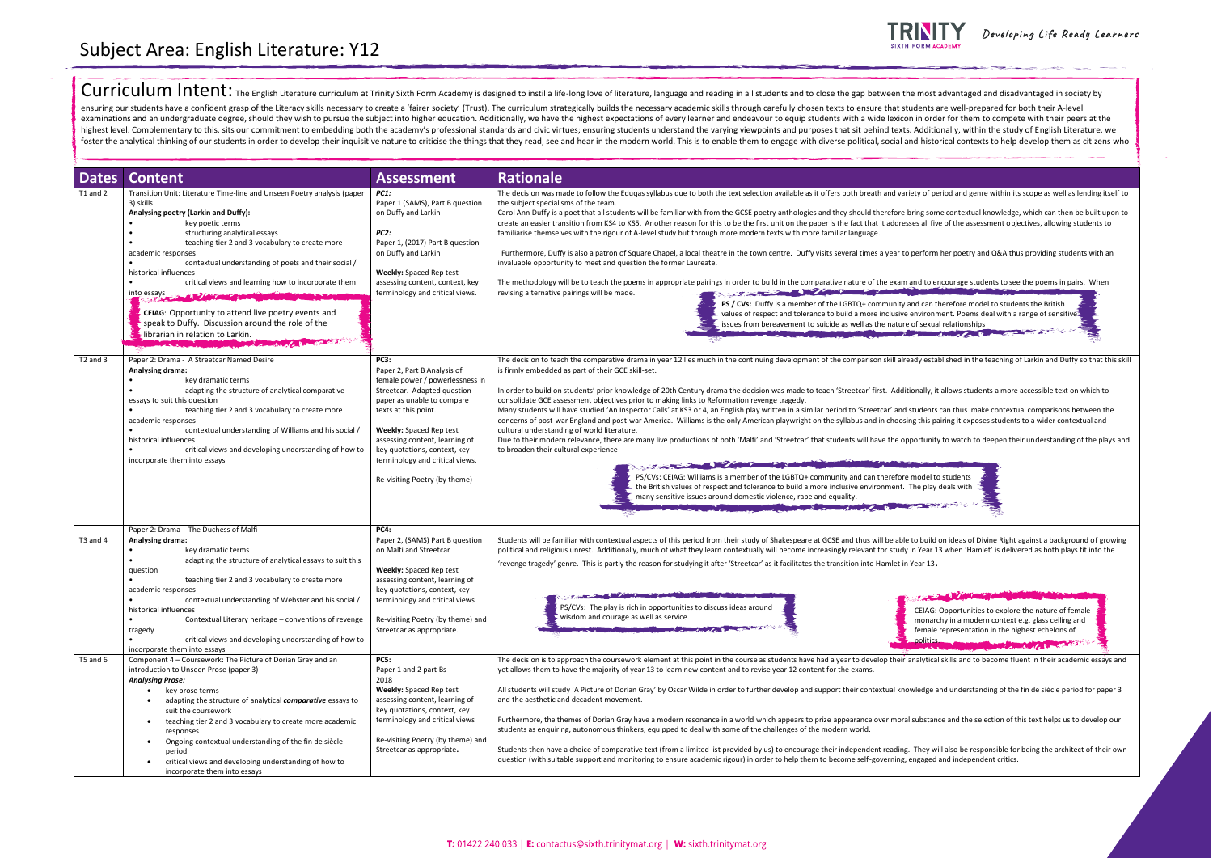# Subject Area: English Literature: Y12

Developing Life Ready Learners

**Curriculum Intent:** The English Literature curriculum at Trinity Sixth Form Academy is designed to instil a life-long love of literature, language and reading in all students and to close the gap between the most advantaged and disadvantaged in society by ensuring our students have a confident grasp of the Literacy skills necessary to create a 'fairer society' (Trust). The curriculum strategically builds the necessary academic skills through carefully chosen texts to ensure that students are well-prepared for both their A-level examinations and an undergraduate degree, should they wish to pursue the subject into higher education. Additionally, we have the highest expectations of every learner and endeavour to equip students with a wide lexicon in order for them to compete with their peers at the highest level. Complementary to this, sits our commitment to embedding both the academy's professional standards and civic virtues; ensuring students understand the varying viewpoints and purposes that sit behind texts. Additionally, within the study of English Literature, we foster the analytical thinking of our students in order to develop their inquisitive nature to criticise the things that they read, see and hear in the modern world. This is to enable them to engage with diverse political, social and historical contexts to help develop them as citizens who

| Dates | Content | Assessment | Rationale |
|---|---|---|---|
| T1 and 2 | Transition Unit: Literature Time-line and Unseen Poetry analysis (paper 3) skills.<br>**Analysing poetry (Larkin and Duffy):**<br>• key poetic terms<br>• structuring analytical essays<br>• teaching tier 2 and 3 vocabulary to create more academic responses<br>• contextual understanding of poets and their social / historical influences<br>• critical views and learning how to incorporate them into essays<br><br>**CEIAG**: Opportunity to attend live poetry events and speak to Duffy. Discussion around the role of the librarian in relation to Larkin. | ***PC1:***<br>Paper 1 (SAMS), Part B question on Duffy and Larkin<br><br>***PC2:***<br>Paper 1, (2017) Part B question on Duffy and Larkin<br><br>**Weekly:** Spaced Rep test assessing content, context, key terminology and critical views. | The decision was made to follow the Eduqas syllabus due to both the text selection available as it offers both breath and variety of period and genre within its scope as well as lending itself to the subject specialisms of the team.<br>Carol Ann Duffy is a poet that all students will be familiar with from the GCSE poetry anthologies and they should therefore bring some contextual knowledge, which can then be built upon to create an easier transition from KS4 to KS5. Another reason for this to be the first unit on the paper is the fact that it addresses all five of the assessment objectives, allowing students to familiarise themselves with the rigour of A-level study but through more modern texts with more familiar language.<br><br>Furthermore, Duffy is also a patron of Square Chapel, a local theatre in the town centre. Duffy visits several times a year to perform her poetry and Q&A thus providing students with an invaluable opportunity to meet and question the former Laureate.<br><br>The methodology will be to teach the poems in appropriate pairings in order to build in the comparative nature of the exam and to encourage students to see the poems in pairs. When revising alternative pairings will be made.<br><br>**PS / CVs:** Duffy is a member of the LGBTQ+ community and can therefore model to students the British values of respect and tolerance to build a more inclusive environment. Poems deal with a range of sensitive issues from bereavement to suicide as well as the nature of sexual relationships |
| T2 and 3 | Paper 2: Drama - A Streetcar Named Desire<br>**Analysing drama:**<br>• key dramatic terms<br>• adapting the structure of analytical comparative essays to suit this question<br>• teaching tier 2 and 3 vocabulary to create more academic responses<br>• contextual understanding of Williams and his social / historical influences<br>• critical views and developing understanding of how to incorporate them into essays | **PC3:**<br>Paper 2, Part B Analysis of female power / powerlessness in Streetcar. Adapted question paper as unable to compare texts at this point.<br><br>**Weekly:** Spaced Rep test assessing content, learning of key quotations, context, key terminology and critical views.<br><br>Re-visiting Poetry (by theme) | The decision to teach the comparative drama in year 12 lies much in the continuing development of the comparison skill already established in the teaching of Larkin and Duffy so that this skill is firmly embedded as part of their GCE skill-set.<br><br>In order to build on students' prior knowledge of 20th Century drama the decision was made to teach 'Streetcar' first. Additionally, it allows students a more accessible text on which to consolidate GCE assessment objectives prior to making links to Reformation revenge tragedy.<br>Many students will have studied 'An Inspector Calls' at KS3 or 4, an English play written in a similar period to 'Streetcar' and students can thus make contextual comparisons between the concerns of post-war England and post-war America. Williams is the only American playwright on the syllabus and in choosing this pairing it exposes students to a wider contextual and cultural understanding of world literature.<br>Due to their modern relevance, there are many live productions of both 'Malfi' and 'Streetcar' that students will have the opportunity to watch to deepen their understanding of the plays and to broaden their cultural experience<br><br>PS/CVs: CEIAG: Williams is a member of the LGBTQ+ community and can therefore model to students the British values of respect and tolerance to build a more inclusive environment. The play deals with many sensitive issues around domestic violence, rape and equality. |
| T3 and 4 | Paper 2: Drama - The Duchess of Malfi<br>**Analysing drama:**<br>• key dramatic terms<br>• adapting the structure of analytical essays to suit this question<br>• teaching tier 2 and 3 vocabulary to create more academic responses<br>• contextual understanding of Webster and his social / historical influences<br>• Contextual Literary heritage – conventions of revenge tragedy<br>• critical views and developing understanding of how to incorporate them into essays | **PC4:**<br>Paper 2, (SAMS) Part B question on Malfi and Streetcar<br><br>**Weekly:** Spaced Rep test assessing content, learning of key quotations, context, key terminology and critical views<br><br>Re-visiting Poetry (by theme) and Streetcar as appropriate. | Students will be familiar with contextual aspects of this period from their study of Shakespeare at GCSE and thus will be able to build on ideas of Divine Right against a background of growing political and religious unrest. Additionally, much of what they learn contextually will become increasingly relevant for study in Year 13 when 'Hamlet' is delivered as both plays fit into the 'revenge tragedy' genre. This is partly the reason for studying it after 'Streetcar' as it facilitates the transition into Hamlet in Year 13.<br><br>PS/CVs: The play is rich in opportunities to discuss ideas around wisdom and courage as well as service.<br><br>CEIAG: Opportunities to explore the nature of female monarchy in a modern context e.g. glass ceiling and female representation in the highest echelons of politics |
| T5 and 6 | Component 4 – Coursework: The Picture of Dorian Gray and an introduction to Unseen Prose (paper 3)<br>***Analysing Prose:***<br>• key prose terms<br>• adapting the structure of analytical ***comparative*** essays to suit the coursework<br>• teaching tier 2 and 3 vocabulary to create more academic responses<br>• Ongoing contextual understanding of the fin de siècle period<br>• critical views and developing understanding of how to incorporate them into essays | **PC5:**<br>Paper 1 and 2 part Bs 2018<br>**Weekly:** Spaced Rep test assessing content, learning of key quotations, context, key terminology and critical views<br><br>Re-visiting Poetry (by theme) and Streetcar as appropriate. | The decision is to approach the coursework element at this point in the course as students have had a year to develop their analytical skills and to become fluent in their academic essays and yet allows them to have the majority of year 13 to learn new content and to revise year 12 content for the exams.<br><br>All students will study 'A Picture of Dorian Gray' by Oscar Wilde in order to further develop and support their contextual knowledge and understanding of the fin de siècle period for paper 3 and the aesthetic and decadent movement.<br><br>Furthermore, the themes of Dorian Gray have a modern resonance in a world which appears to prize appearance over moral substance and the selection of this text helps us to develop our students as enquiring, autonomous thinkers, equipped to deal with some of the challenges of the modern world.<br><br>Students then have a choice of comparative text (from a limited list provided by us) to encourage their independent reading. They will also be responsible for being the architect of their own question (with suitable support and monitoring to ensure academic rigour) in order to help them to become self-governing, engaged and independent critics. |

**T:** 01422 240 033 | **E:** contactus@sixth.trinitymat.org | **W:** sixth.trinitymat.org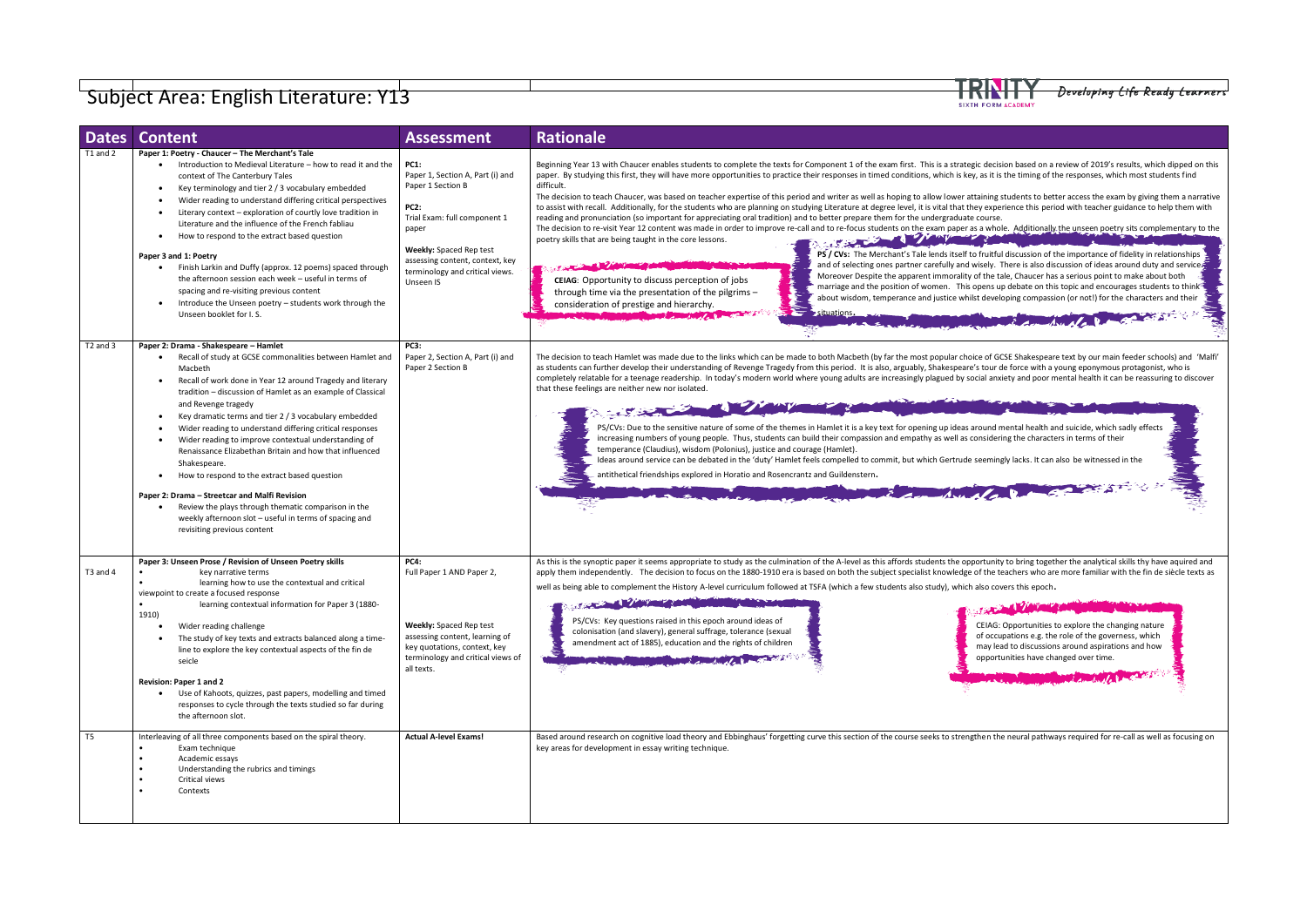# Subject Area: English Literature: Y13

Developing Life Ready Learners

| Dates | Content | Assessment | Rationale |
|---|---|---|---|
| T1 and 2 | **Paper 1: Poetry - Chaucer – The Merchant's Tale**<br>• Introduction to Medieval Literature – how to read it and the context of The Canterbury Tales<br>• Key terminology and tier 2 / 3 vocabulary embedded<br>• Wider reading to understand differing critical perspectives<br>• Literary context – exploration of courtly love tradition in Literature and the influence of the French fabliau<br>• How to respond to the extract based question<br><br>**Paper 3 and 1: Poetry**<br>• Finish Larkin and Duffy (approx. 12 poems) spaced through the afternoon session each week – useful in terms of spacing and re-visiting previous content<br>• Introduce the Unseen poetry – students work through the Unseen booklet for I. S. | **PC1:**<br>Paper 1, Section A, Part (i) and Paper 1 Section B<br><br>**PC2:**<br>Trial Exam: full component 1 paper<br><br>**Weekly:** Spaced Rep test assessing content, context, key terminology and critical views. Unseen IS | Beginning Year 13 with Chaucer enables students to complete the texts for Component 1 of the exam first. This is a strategic decision based on a review of 2019's results, which dipped on this paper. By studying this first, they will have more opportunities to practice their responses in timed conditions, which is key, as it is the timing of the responses, which most students find difficult.<br>The decision to teach Chaucer, was based on teacher expertise of this period and writer as well as hoping to allow lower attaining students to better access the exam by giving them a narrative to assist with recall. Additionally, for the students who are planning on studying Literature at degree level, it is vital that they experience this period with teacher guidance to help them with reading and pronunciation (so important for appreciating oral tradition) and to better prepare them for the undergraduate course.<br>The decision to re-visit Year 12 content was made in order to improve re-call and to re-focus students on the exam paper as a whole. Additionally the unseen poetry sits complementary to the poetry skills that are being taught in the core lessons.<br><br>**CEIAG**: Opportunity to discuss perception of jobs through time via the presentation of the pilgrims – consideration of prestige and hierarchy.<br><br>**PS / CVs:** The Merchant's Tale lends itself to fruitful discussion of the importance of fidelity in relationships and of selecting ones partner carefully and wisely. There is also discussion of ideas around duty and service. Moreover Despite the apparent immorality of the tale, Chaucer has a serious point to make about both marriage and the position of women. This opens up debate on this topic and encourages students to think about wisdom, temperance and justice whilst developing compassion (or not!) for the characters and their situations. |
| T2 and 3 | **Paper 2: Drama - Shakespeare – Hamlet**<br>• Recall of study at GCSE commonalities between Hamlet and Macbeth<br>• Recall of work done in Year 12 around Tragedy and literary tradition – discussion of Hamlet as an example of Classical and Revenge tragedy<br>• Key dramatic terms and tier 2 / 3 vocabulary embedded<br>• Wider reading to understand differing critical responses<br>• Wider reading to improve contextual understanding of Renaissance Elizabethan Britain and how that influenced Shakespeare.<br>• How to respond to the extract based question<br><br>**Paper 2: Drama – Streetcar and Malfi Revision**<br>• Review the plays through thematic comparison in the weekly afternoon slot – useful in terms of spacing and revisiting previous content | **PC3:**<br>Paper 2, Section A, Part (i) and Paper 2 Section B | The decision to teach Hamlet was made due to the links which can be made to both Macbeth (by far the most popular choice of GCSE Shakespeare text by our main feeder schools) and 'Malfi' as students can further develop their understanding of Revenge Tragedy from this period. It is also, arguably, Shakespeare's tour de force with a young eponymous protagonist, who is completely relatable for a teenage readership. In today's modern world where young adults are increasingly plagued by social anxiety and poor mental health it can be reassuring to discover that these feelings are neither new nor isolated.<br><br>PS/CVs: Due to the sensitive nature of some of the themes in Hamlet it is a key text for opening up ideas around mental health and suicide, which sadly effects increasing numbers of young people. Thus, students can build their compassion and empathy as well as considering the characters in terms of their temperance (Claudius), wisdom (Polonius), justice and courage (Hamlet).<br>Ideas around service can be debated in the 'duty' Hamlet feels compelled to commit, but which Gertrude seemingly lacks. It can also be witnessed in the antithetical friendships explored in Horatio and Rosencrantz and Guildenstern. |
| T3 and 4 | **Paper 3: Unseen Prose / Revision of Unseen Poetry skills**<br>• key narrative terms<br>• learning how to use the contextual and critical viewpoint to create a focused response<br>• learning contextual information for Paper 3 (1880-1910)<br>• Wider reading challenge<br>• The study of key texts and extracts balanced along a time-line to explore the key contextual aspects of the fin de seicle<br><br>**Revision: Paper 1 and 2**<br>• Use of Kahoots, quizzes, past papers, modelling and timed responses to cycle through the texts studied so far during the afternoon slot. | **PC4:**<br>Full Paper 1 AND Paper 2,<br><br>**Weekly:** Spaced Rep test assessing content, learning of key quotations, context, key terminology and critical views of all texts. | As this is the synoptic paper it seems appropriate to study as the culmination of the A-level as this affords students the opportunity to bring together the analytical skills thy have aquired and apply them independently. The decision to focus on the 1880-1910 era is based on both the subject specialist knowledge of the teachers who are more familiar with the fin de siècle texts as well as being able to complement the History A-level curriculum followed at TSFA (which a few students also study), which also covers this epoch.<br><br>PS/CVs: Key questions raised in this epoch around ideas of colonisation (and slavery), general suffrage, tolerance (sexual amendment act of 1885), education and the rights of children<br><br>CEIAG: Opportunities to explore the changing nature of occupations e.g. the role of the governess, which may lead to discussions around aspirations and how opportunities have changed over time. |
| T5 | Interleaving of all three components based on the spiral theory.<br>• Exam technique<br>• Academic essays<br>• Understanding the rubrics and timings<br>• Critical views<br>• Contexts | **Actual A-level Exams!** | Based around research on cognitive load theory and Ebbinghaus' forgetting curve this section of the course seeks to strengthen the neural pathways required for re-call as well as focusing on key areas for development in essay writing technique. |